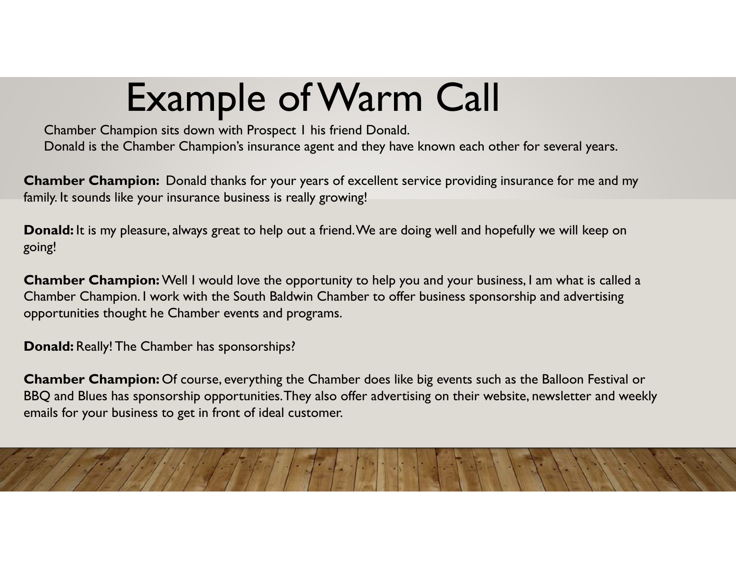# Example of Warm Call

Chamber Champion sits down with Prospect 1 his friend Donald.
Donald is the Chamber Champion's insurance agent and they have known each other for several years.

**Chamber Champion:** Donald thanks for your years of excellent service providing insurance for me and my family. It sounds like your insurance business is really growing!

**Donald:** It is my pleasure, always great to help out a friend. We are doing well and hopefully we will keep on going!

**Chamber Champion:** Well I would love the opportunity to help you and your business, I am what is called a Chamber Champion. I work with the South Baldwin Chamber to offer business sponsorship and advertising opportunities thought he Chamber events and programs.

**Donald:** Really! The Chamber has sponsorships?

**Chamber Champion:** Of course, everything the Chamber does like big events such as the Balloon Festival or BBQ and Blues has sponsorship opportunities. They also offer advertising on their website, newsletter and weekly emails for your business to get in front of ideal customer.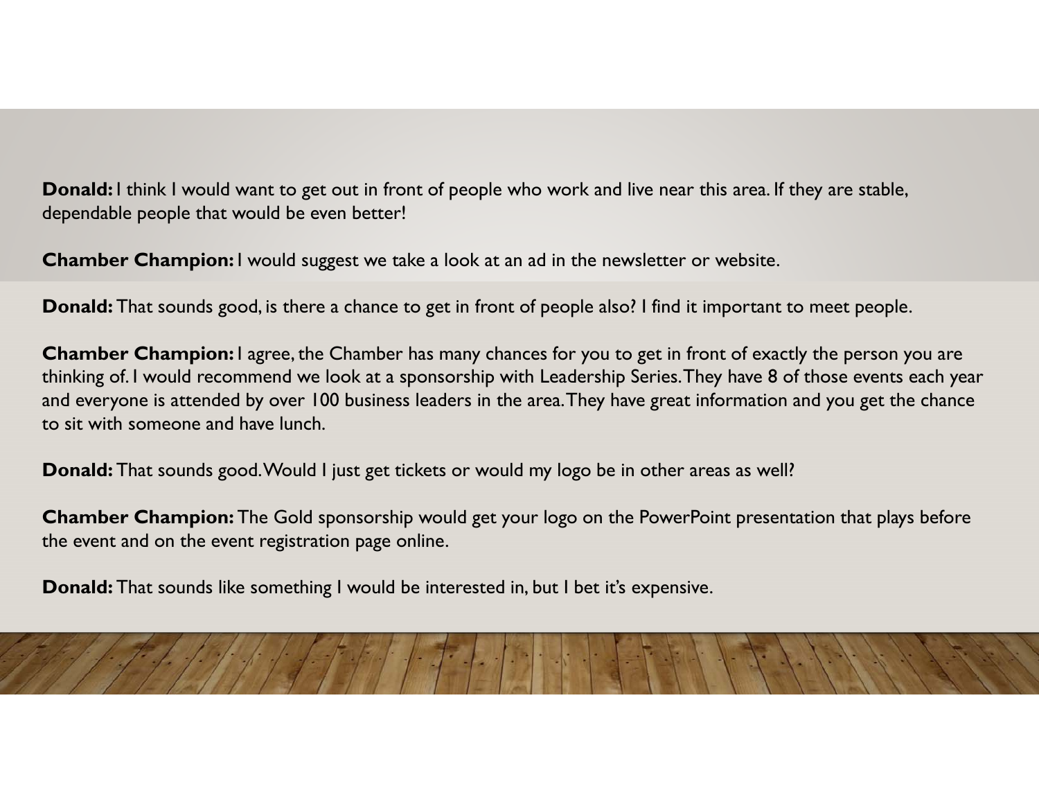**Donald:** I think I would want to get out in front of people who work and live near this area. If they are stable, dependable people that would be even better!

**Chamber Champion:** I would suggest we take a look at an ad in the newsletter or website.

**Donald:** That sounds good, is there a chance to get in front of people also? I find it important to meet people.

**Chamber Champion:** I agree, the Chamber has many chances for you to get in front of exactly the person you are thinking of. I would recommend we look at a sponsorship with Leadership Series. They have 8 of those events each year and everyone is attended by over 100 business leaders in the area. They have great information and you get the chance to sit with someone and have lunch.

**Donald:** That sounds good. Would I just get tickets or would my logo be in other areas as well?

**Chamber Champion:** The Gold sponsorship would get your logo on the PowerPoint presentation that plays before the event and on the event registration page online.

**Donald:** That sounds like something I would be interested in, but I bet it's expensive.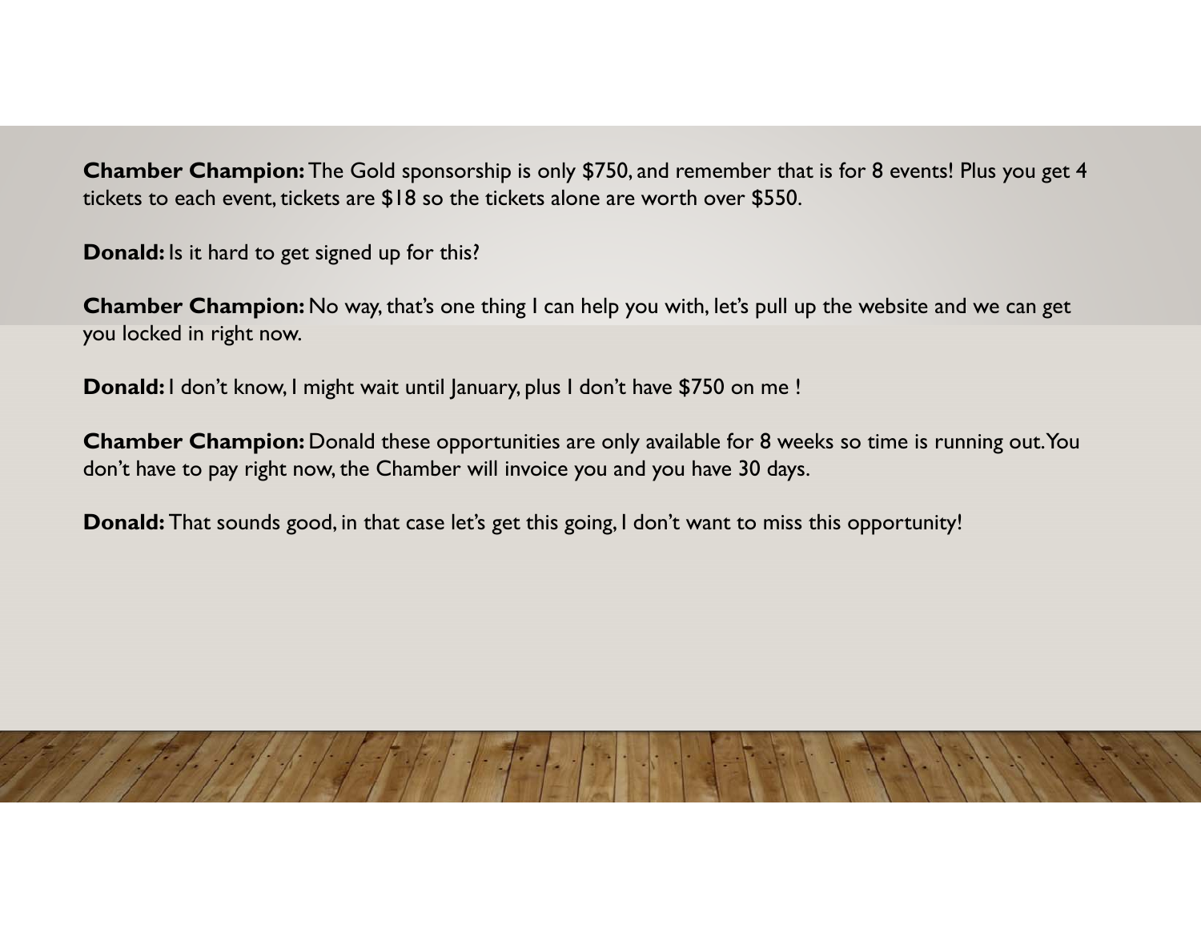**Chamber Champion:** The Gold sponsorship is only $750, and remember that is for 8 events! Plus you get 4 tickets to each event, tickets are $18 so the tickets alone are worth over $550.

**Donald:** Is it hard to get signed up for this?

**Chamber Champion:** No way, that's one thing I can help you with, let's pull up the website and we can get you locked in right now.

**Donald:** I don't know, I might wait until January, plus I don't have $750 on me !

**Chamber Champion:** Donald these opportunities are only available for 8 weeks so time is running out. You don't have to pay right now, the Chamber will invoice you and you have 30 days.

**Donald:** That sounds good, in that case let's get this going, I don't want to miss this opportunity!